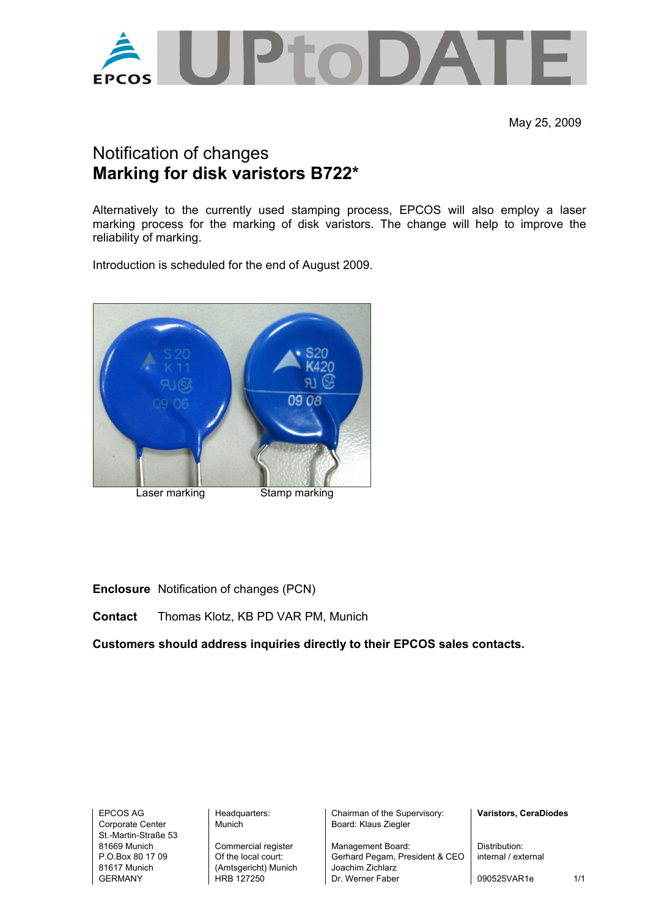May 25, 2009

# Notification of changes
# **Marking for disk varistors B722***

Alternatively to the currently used stamping process, EPCOS will also employ a laser marking process for the marking of disk varistors. The change will help to improve the reliability of marking.

Introduction is scheduled for the end of August 2009.

Laser marking Stamp marking

**Enclosure** Notification of changes (PCN)

**Contact** Thomas Klotz, KB PD VAR PM, Munich

**Customers should address inquiries directly to their EPCOS sales contacts.**

EPCOS AG
Corporate Center
St.-Martin-Straße 53
81669 Munich
P.O.Box 80 17 09
81617 Munich
GERMANY

Headquarters:
Munich

Commercial register
Of the local court:
(Amtsgericht) Munich
HRB 127250

Chairman of the Supervisory:
Board: Klaus Ziegler

Management Board:
Gerhard Pegam, President & CEO
Joachim Zichlarz
Dr. Werner Faber

**Varistors, CeraDiodes**

Distribution:
internal / external

090525VAR1e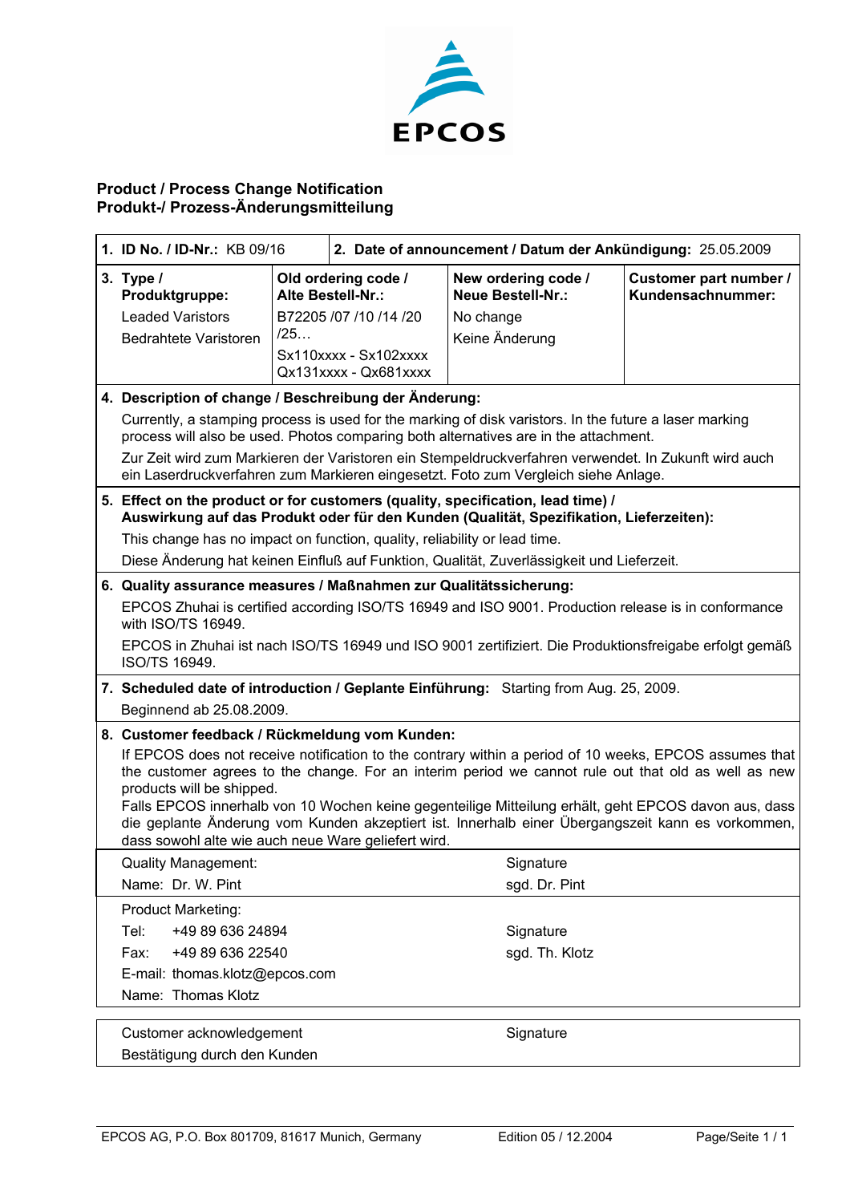EPCOS

**Product / Process Change Notification**
**Produkt-/ Prozess-Änderungsmitteilung**

| | | | |
|---|---|---|---|
| **1. ID No. / ID-Nr.:** KB 09/16 | **2. Date of announcement / Datum der Ankündigung:** 25.05.2009 | | |
| **3. Type / Produktgruppe:** Leaded Varistors Bedrahtete Varistoren | **Old ordering code / Alte Bestell-Nr.:** B72205 /07 /10 /14 /20 /25… Sx110xxxx - Sx102xxxx Qx131xxxx - Qx681xxxx | **New ordering code / Neue Bestell-Nr.:** No change Keine Änderung | **Customer part number / Kundensachnummer:** |

**4. Description of change / Beschreibung der Änderung:**

Currently, a stamping process is used for the marking of disk varistors. In the future a laser marking process will also be used. Photos comparing both alternatives are in the attachment.

Zur Zeit wird zum Markieren der Varistoren ein Stempeldruckverfahren verwendet. In Zukunft wird auch ein Laserdruckverfahren zum Markieren eingesetzt. Foto zum Vergleich siehe Anlage.

**5. Effect on the product or for customers (quality, specification, lead time) / Auswirkung auf das Produkt oder für den Kunden (Qualität, Spezifikation, Lieferzeiten):**

This change has no impact on function, quality, reliability or lead time.

Diese Änderung hat keinen Einfluß auf Funktion, Qualität, Zuverlässigkeit und Lieferzeit.

**6. Quality assurance measures / Maßnahmen zur Qualitätssicherung:**

EPCOS Zhuhai is certified according ISO/TS 16949 and ISO 9001. Production release is in conformance with ISO/TS 16949.

EPCOS in Zhuhai ist nach ISO/TS 16949 und ISO 9001 zertifiziert. Die Produktionsfreigabe erfolgt gemäß ISO/TS 16949.

**7. Scheduled date of introduction / Geplante Einführung:** Starting from Aug. 25, 2009.

Beginnend ab 25.08.2009.

**8. Customer feedback / Rückmeldung vom Kunden:**

If EPCOS does not receive notification to the contrary within a period of 10 weeks, EPCOS assumes that the customer agrees to the change. For an interim period we cannot rule out that old as well as new products will be shipped.

Falls EPCOS innerhalb von 10 Wochen keine gegenteilige Mitteilung erhält, geht EPCOS davon aus, dass die geplante Änderung vom Kunden akzeptiert ist. Innerhalb einer Übergangszeit kann es vorkommen, dass sowohl alte wie auch neue Ware geliefert wird.

| | |
|---|---|
| Quality Management: | Signature |
| Name: Dr. W. Pint | sgd. Dr. Pint |

| | |
|---|---|
| Product Marketing: | |
| Tel: +49 89 636 24894 | Signature |
| Fax: +49 89 636 22540 | sgd. Th. Klotz |
| E-mail: thomas.klotz@epcos.com | |
| Name: Thomas Klotz | |

| | |
|---|---|
| Customer acknowledgement | Signature |
| Bestätigung durch den Kunden | |

EPCOS AG, P.O. Box 801709, 81617 Munich, Germany — Edition 05 / 12.2004